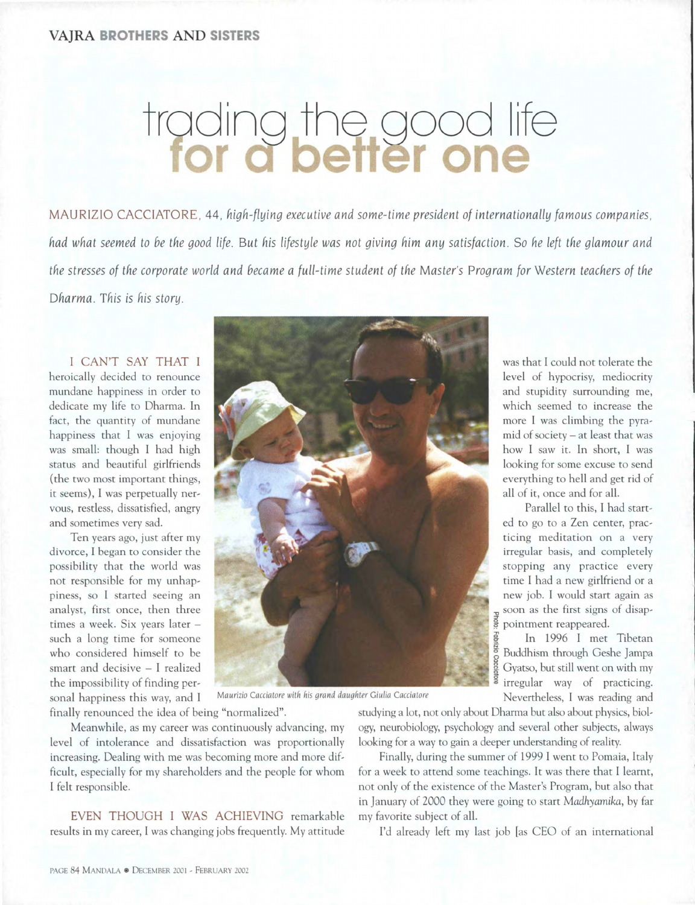# trading the good life **for a better one**

*MAURIZIO CACCIATORE, 44, high-flying executive and some-time president of internationally famous companies, had what seemed to be the good life. But his lifestyle was not giving him any satisfaction. So he left the glamour and the stresses of the corporate world and became a full-time student of the Master's Program for Western teachers of the Dharma. This is his story.*

I CAN'T SAY THAT I heroically decided to renounce mundane happiness in order to dedicate my life to Dharma. In fact, the quantity of mundane happiness that I was enjoying was small: though I had high status and beautiful girlfriends (the two most important things, it seems), I was perpetually nervous, restless, dissatisfied, angry and sometimes very sad.

Ten years ago, just after my divorce, I began to consider the possibility that the world was not responsible for my unhappiness, so I started seeing an analyst, first once, then three times a week. Six years later – such a long time for someone who considered himself to be smart and decisive – I realized the impossibility of finding personal happiness this way, and I finally renounced the idea of being "normalized".

Meanwhile, as my career was continuously advancing, my level of intolerance and dissatisfaction was proportionally increasing. Dealing with me was becoming more and more difficult, especially for my shareholders and the people for whom I felt responsible.

EVEN THOUGH I WAS ACHIEVING remarkable results in my career, I was changing jobs frequently. My attitude was that I could not tolerate the level of hypocrisy, mediocrity and stupidity surrounding me, which seemed to increase the more I was climbing the pyramid of society – at least that was how I saw it. In short, I was looking for some excuse to send everything to hell and get rid of all of it, once and for all.

Parallel to this, I had started to go to a Zen center, practicing meditation on a very irregular basis, and completely stopping any practice every time I had a new girlfriend or a new job. I would start again as soon as the first signs of disappointment reappeared.

*Maurizio Cacciatore with his grand daughter Giulia Cacciatore*

Photo: Fabrizio Cacciatore

In 1996 I met Tibetan Buddhism through Geshe Jampa Gyatso, but still went on with my irregular way of practicing. Nevertheless, I was reading and studying a lot, not only about Dharma but also about physics, biology, neurobiology, psychology and several other subjects, always looking for a way to gain a deeper understanding of reality.

Finally, during the summer of 1999 I went to Pomaia, Italy for a week to attend some teachings. It was there that I learnt, not only of the existence of the Master's Program, but also that in January of 2000 they were going to start *Madhyamika*, by far my favorite subject of all.

I'd already left my last job [as CEO of an international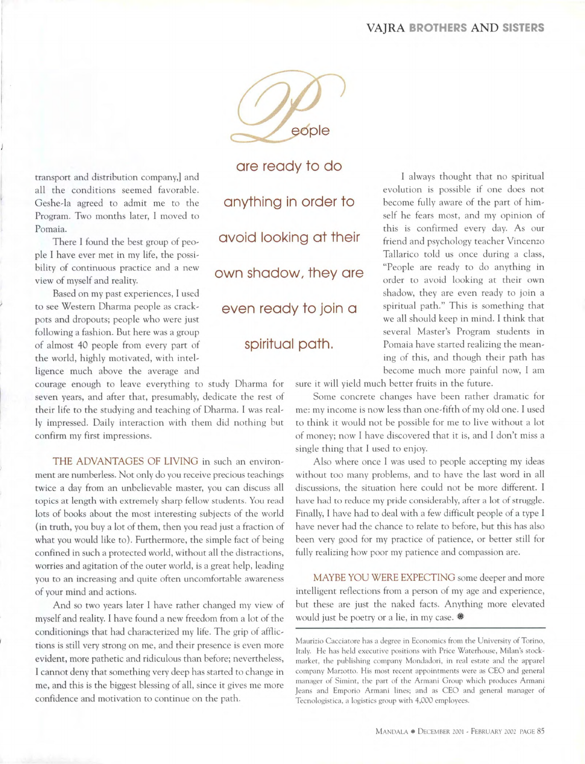transport and distribution company,] and all the conditions seemed favorable. Geshe-la agreed to admit me to the Program. Two months later, I moved to Pomaia.

There I found the best group of people I have ever met in my life, the possibility of continuous practice and a new view of myself and reality.

Based on my past experiences, I used to see Western Dharma people as crackpots and dropouts; people who were just following a fashion. But here was a group of almost 40 people from every part of the world, highly motivated, with intelligence much above the average and courage enough to leave everything to study Dharma for seven years, and after that, presumably, dedicate the rest of their life to the studying and teaching of Dharma. I was really impressed. Daily interaction with them did nothing but confirm my first impressions.

THE ADVANTAGES OF LIVING in such an environment are numberless. Not only do you receive precious teachings twice a day from an unbelievable master, you can discuss all topics at length with extremely sharp fellow students. You read lots of books about the most interesting subjects of the world (in truth, you buy a lot of them, then you read just a fraction of what you would like to). Furthermore, the simple fact of being confined in such a protected world, without all the distractions, worries and agitation of the outer world, is a great help, leading you to an increasing and quite often uncomfortable awareness of your mind and actions.

And so two years later I have rather changed my view of myself and reality. I have found a new freedom from a lot of the conditionings that had characterized my life. The grip of afflictions is still very strong on me, and their presence is even more evident, more pathetic and ridiculous than before; nevertheless, I cannot deny that something very deep has started to change in me, and this is the biggest blessing of all, since it gives me more confidence and motivation to continue on the path.

> People are ready to do anything in order to avoid looking at their own shadow, they are even ready to join a spiritual path.

I always thought that no spiritual evolution is possible if one does not become fully aware of the part of himself he fears most, and my opinion of this is confirmed every day. As our friend and psychology teacher Vincenzo Tallarico told us once during a class, "People are ready to do anything in order to avoid looking at their own shadow, they are even ready to join a spiritual path." This is something that we all should keep in mind. I think that several Master's Program students in Pomaia have started realizing the meaning of this, and though their path has become much more painful now, I am sure it will yield much better fruits in the future.

Some concrete changes have been rather dramatic for me: my income is now less than one-fifth of my old one. I used to think it would not be possible for me to live without a lot of money; now I have discovered that it is, and I don't miss a single thing that I used to enjoy.

Also where once I was used to people accepting my ideas without too many problems, and to have the last word in all discussions, the situation here could not be more different. I have had to reduce my pride considerably, after a lot of struggle. Finally, I have had to deal with a few difficult people of a type I have never had the chance to relate to before, but this has also been very good for my practice of patience, or better still for fully realizing how poor my patience and compassion are.

MAYBE YOU WERE EXPECTING some deeper and more intelligent reflections from a person of my age and experience, but these are just the naked facts. Anything more elevated would just be poetry or a lie, in my case. ❁

---

*Maurizio Cacciatore has a degree in Economics from the University of Torino, Italy. He has held executive positions with Price Waterhouse, Milan's stock-market, the publishing company Mondadori, in real estate and the apparel company Marzotto. His most recent appointments were as CEO and general manager of Simint, the part of the Armani Group which produces Armani Jeans and Emporio Armani lines; and as CEO and general manager of Tecnologistica, a logistics group with 4,000 employees.*